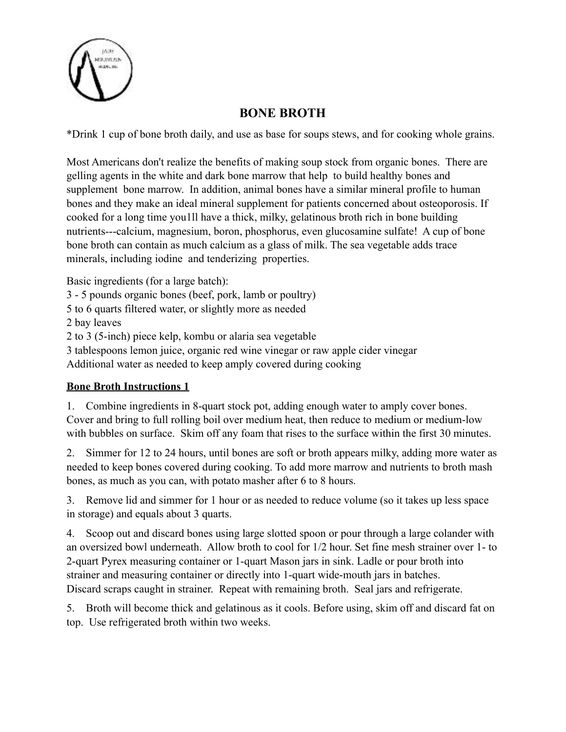# BONE BROTH

*Drink 1 cup of bone broth daily, and use as base for soups stews, and for cooking whole grains.

Most Americans don't realize the benefits of making soup stock from organic bones. There are gelling agents in the white and dark bone marrow that help to build healthy bones and supplement bone marrow. In addition, animal bones have a similar mineral profile to human bones and they make an ideal mineral supplement for patients concerned about osteoporosis. If cooked for a long time you1ll have a thick, milky, gelatinous broth rich in bone building nutrients---calcium, magnesium, boron, phosphorus, even glucosamine sulfate! A cup of bone bone broth can contain as much calcium as a glass of milk. The sea vegetable adds trace minerals, including iodine and tenderizing properties.

Basic ingredients (for a large batch):
3 - 5 pounds organic bones (beef, pork, lamb or poultry)
5 to 6 quarts filtered water, or slightly more as needed
2 bay leaves
2 to 3 (5-inch) piece kelp, kombu or alaria sea vegetable
3 tablespoons lemon juice, organic red wine vinegar or raw apple cider vinegar
Additional water as needed to keep amply covered during cooking

**Bone Broth Instructions 1**

1. Combine ingredients in 8-quart stock pot, adding enough water to amply cover bones. Cover and bring to full rolling boil over medium heat, then reduce to medium or medium-low with bubbles on surface. Skim off any foam that rises to the surface within the first 30 minutes.

2. Simmer for 12 to 24 hours, until bones are soft or broth appears milky, adding more water as needed to keep bones covered during cooking. To add more marrow and nutrients to broth mash bones, as much as you can, with potato masher after 6 to 8 hours.

3. Remove lid and simmer for 1 hour or as needed to reduce volume (so it takes up less space in storage) and equals about 3 quarts.

4. Scoop out and discard bones using large slotted spoon or pour through a large colander with an oversized bowl underneath. Allow broth to cool for 1/2 hour. Set fine mesh strainer over 1- to 2-quart Pyrex measuring container or 1-quart Mason jars in sink. Ladle or pour broth into strainer and measuring container or directly into 1-quart wide-mouth jars in batches. Discard scraps caught in strainer. Repeat with remaining broth. Seal jars and refrigerate.

5. Broth will become thick and gelatinous as it cools. Before using, skim off and discard fat on top. Use refrigerated broth within two weeks.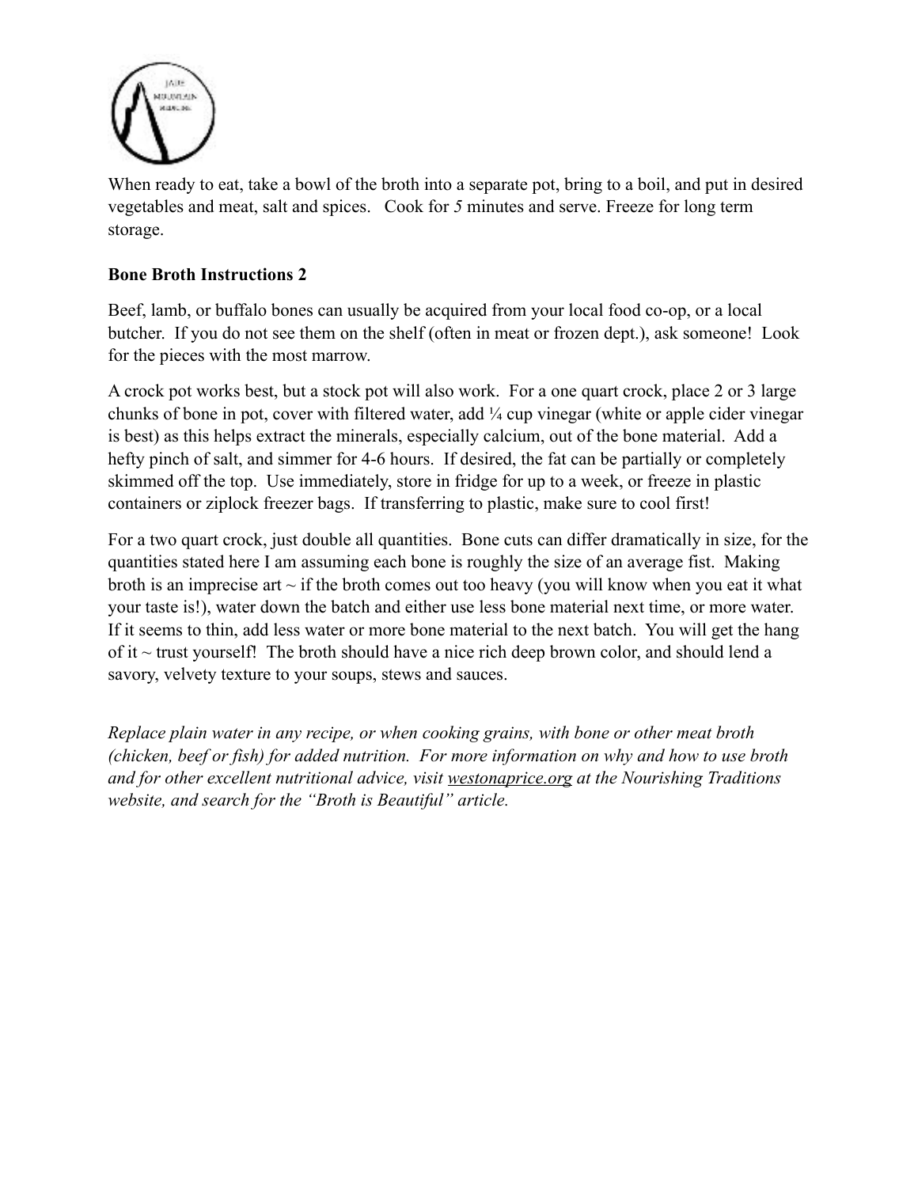When ready to eat, take a bowl of the broth into a separate pot, bring to a boil, and put in desired vegetables and meat, salt and spices. Cook for *5* minutes and serve. Freeze for long term storage.

**Bone Broth Instructions 2**

Beef, lamb, or buffalo bones can usually be acquired from your local food co-op, or a local butcher. If you do not see them on the shelf (often in meat or frozen dept.), ask someone! Look for the pieces with the most marrow.

A crock pot works best, but a stock pot will also work. For a one quart crock, place 2 or 3 large chunks of bone in pot, cover with filtered water, add ¼ cup vinegar (white or apple cider vinegar is best) as this helps extract the minerals, especially calcium, out of the bone material. Add a hefty pinch of salt, and simmer for 4-6 hours. If desired, the fat can be partially or completely skimmed off the top. Use immediately, store in fridge for up to a week, or freeze in plastic containers or ziplock freezer bags. If transferring to plastic, make sure to cool first!

For a two quart crock, just double all quantities. Bone cuts can differ dramatically in size, for the quantities stated here I am assuming each bone is roughly the size of an average fist. Making broth is an imprecise art ~ if the broth comes out too heavy (you will know when you eat it what your taste is!), water down the batch and either use less bone material next time, or more water. If it seems to thin, add less water or more bone material to the next batch. You will get the hang of it ~ trust yourself! The broth should have a nice rich deep brown color, and should lend a savory, velvety texture to your soups, stews and sauces.

*Replace plain water in any recipe, or when cooking grains, with bone or other meat broth (chicken, beef or fish) for added nutrition. For more information on why and how to use broth and for other excellent nutritional advice, visit westonaprice.org at the Nourishing Traditions website, and search for the "Broth is Beautiful" article.*